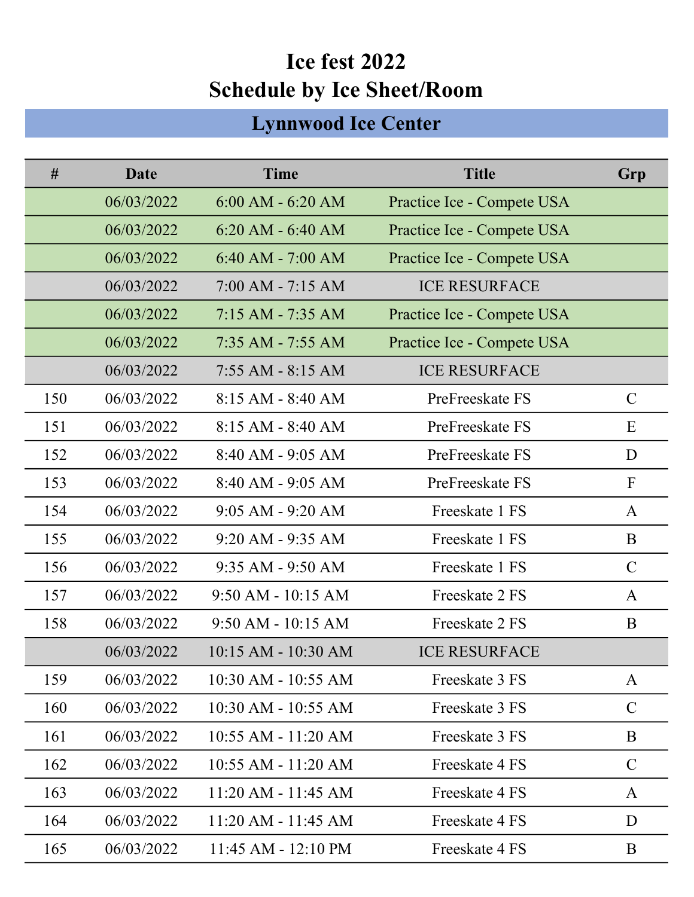# Ice fest 2022
# Schedule by Ice Sheet/Room

## Lynnwood Ice Center

| # | Date | Time | Title | Grp |
|---|---|---|---|---|
| | 06/03/2022 | 6:00 AM - 6:20 AM | Practice Ice - Compete USA | |
| | 06/03/2022 | 6:20 AM - 6:40 AM | Practice Ice - Compete USA | |
| | 06/03/2022 | 6:40 AM - 7:00 AM | Practice Ice - Compete USA | |
| | 06/03/2022 | 7:00 AM - 7:15 AM | ICE RESURFACE | |
| | 06/03/2022 | 7:15 AM - 7:35 AM | Practice Ice - Compete USA | |
| | 06/03/2022 | 7:35 AM - 7:55 AM | Practice Ice - Compete USA | |
| | 06/03/2022 | 7:55 AM - 8:15 AM | ICE RESURFACE | |
| 150 | 06/03/2022 | 8:15 AM - 8:40 AM | PreFreeskate FS | C |
| 151 | 06/03/2022 | 8:15 AM - 8:40 AM | PreFreeskate FS | E |
| 152 | 06/03/2022 | 8:40 AM - 9:05 AM | PreFreeskate FS | D |
| 153 | 06/03/2022 | 8:40 AM - 9:05 AM | PreFreeskate FS | F |
| 154 | 06/03/2022 | 9:05 AM - 9:20 AM | Freeskate 1 FS | A |
| 155 | 06/03/2022 | 9:20 AM - 9:35 AM | Freeskate 1 FS | B |
| 156 | 06/03/2022 | 9:35 AM - 9:50 AM | Freeskate 1 FS | C |
| 157 | 06/03/2022 | 9:50 AM - 10:15 AM | Freeskate 2 FS | A |
| 158 | 06/03/2022 | 9:50 AM - 10:15 AM | Freeskate 2 FS | B |
| | 06/03/2022 | 10:15 AM - 10:30 AM | ICE RESURFACE | |
| 159 | 06/03/2022 | 10:30 AM - 10:55 AM | Freeskate 3 FS | A |
| 160 | 06/03/2022 | 10:30 AM - 10:55 AM | Freeskate 3 FS | C |
| 161 | 06/03/2022 | 10:55 AM - 11:20 AM | Freeskate 3 FS | B |
| 162 | 06/03/2022 | 10:55 AM - 11:20 AM | Freeskate 4 FS | C |
| 163 | 06/03/2022 | 11:20 AM - 11:45 AM | Freeskate 4 FS | A |
| 164 | 06/03/2022 | 11:20 AM - 11:45 AM | Freeskate 4 FS | D |
| 165 | 06/03/2022 | 11:45 AM - 12:10 PM | Freeskate 4 FS | B |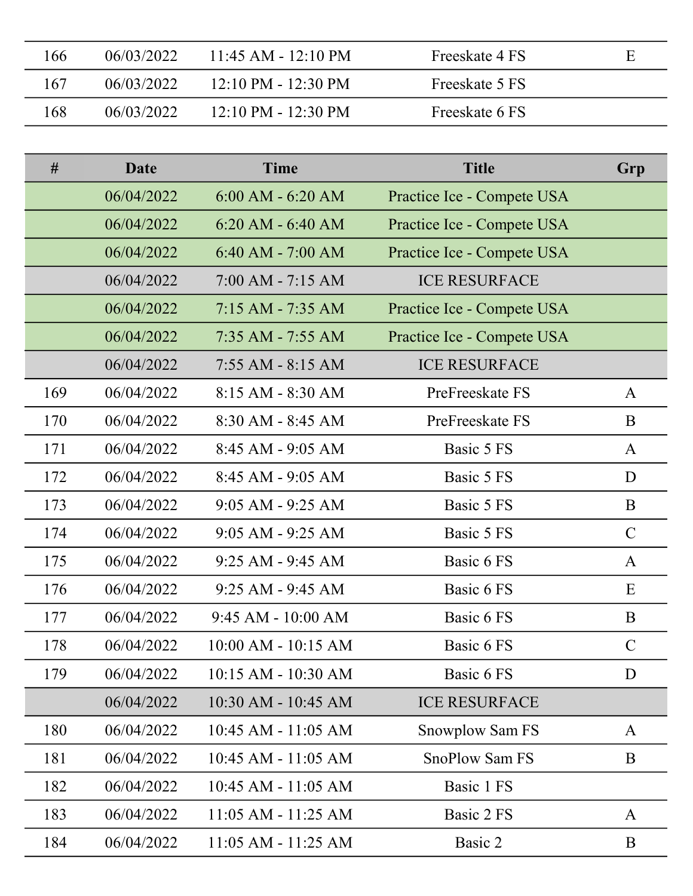| # | Date | Time | Title | Grp |
|---|---|---|---|---|
| 166 | 06/03/2022 | 11:45 AM - 12:10 PM | Freeskate 4 FS | E |
| 167 | 06/03/2022 | 12:10 PM - 12:30 PM | Freeskate 5 FS | |
| 168 | 06/03/2022 | 12:10 PM - 12:30 PM | Freeskate 6 FS | |

| # | Date | Time | Title | Grp |
|---|---|---|---|---|
| | 06/04/2022 | 6:00 AM - 6:20 AM | Practice Ice - Compete USA | |
| | 06/04/2022 | 6:20 AM - 6:40 AM | Practice Ice - Compete USA | |
| | 06/04/2022 | 6:40 AM - 7:00 AM | Practice Ice - Compete USA | |
| | 06/04/2022 | 7:00 AM - 7:15 AM | ICE RESURFACE | |
| | 06/04/2022 | 7:15 AM - 7:35 AM | Practice Ice - Compete USA | |
| | 06/04/2022 | 7:35 AM - 7:55 AM | Practice Ice - Compete USA | |
| | 06/04/2022 | 7:55 AM - 8:15 AM | ICE RESURFACE | |
| 169 | 06/04/2022 | 8:15 AM - 8:30 AM | PreFreeskate FS | A |
| 170 | 06/04/2022 | 8:30 AM - 8:45 AM | PreFreeskate FS | B |
| 171 | 06/04/2022 | 8:45 AM - 9:05 AM | Basic 5 FS | A |
| 172 | 06/04/2022 | 8:45 AM - 9:05 AM | Basic 5 FS | D |
| 173 | 06/04/2022 | 9:05 AM - 9:25 AM | Basic 5 FS | B |
| 174 | 06/04/2022 | 9:05 AM - 9:25 AM | Basic 5 FS | C |
| 175 | 06/04/2022 | 9:25 AM - 9:45 AM | Basic 6 FS | A |
| 176 | 06/04/2022 | 9:25 AM - 9:45 AM | Basic 6 FS | E |
| 177 | 06/04/2022 | 9:45 AM - 10:00 AM | Basic 6 FS | B |
| 178 | 06/04/2022 | 10:00 AM - 10:15 AM | Basic 6 FS | C |
| 179 | 06/04/2022 | 10:15 AM - 10:30 AM | Basic 6 FS | D |
| | 06/04/2022 | 10:30 AM - 10:45 AM | ICE RESURFACE | |
| 180 | 06/04/2022 | 10:45 AM - 11:05 AM | Snowplow Sam FS | A |
| 181 | 06/04/2022 | 10:45 AM - 11:05 AM | SnoPlow Sam FS | B |
| 182 | 06/04/2022 | 10:45 AM - 11:05 AM | Basic 1 FS | |
| 183 | 06/04/2022 | 11:05 AM - 11:25 AM | Basic 2 FS | A |
| 184 | 06/04/2022 | 11:05 AM - 11:25 AM | Basic 2 | B |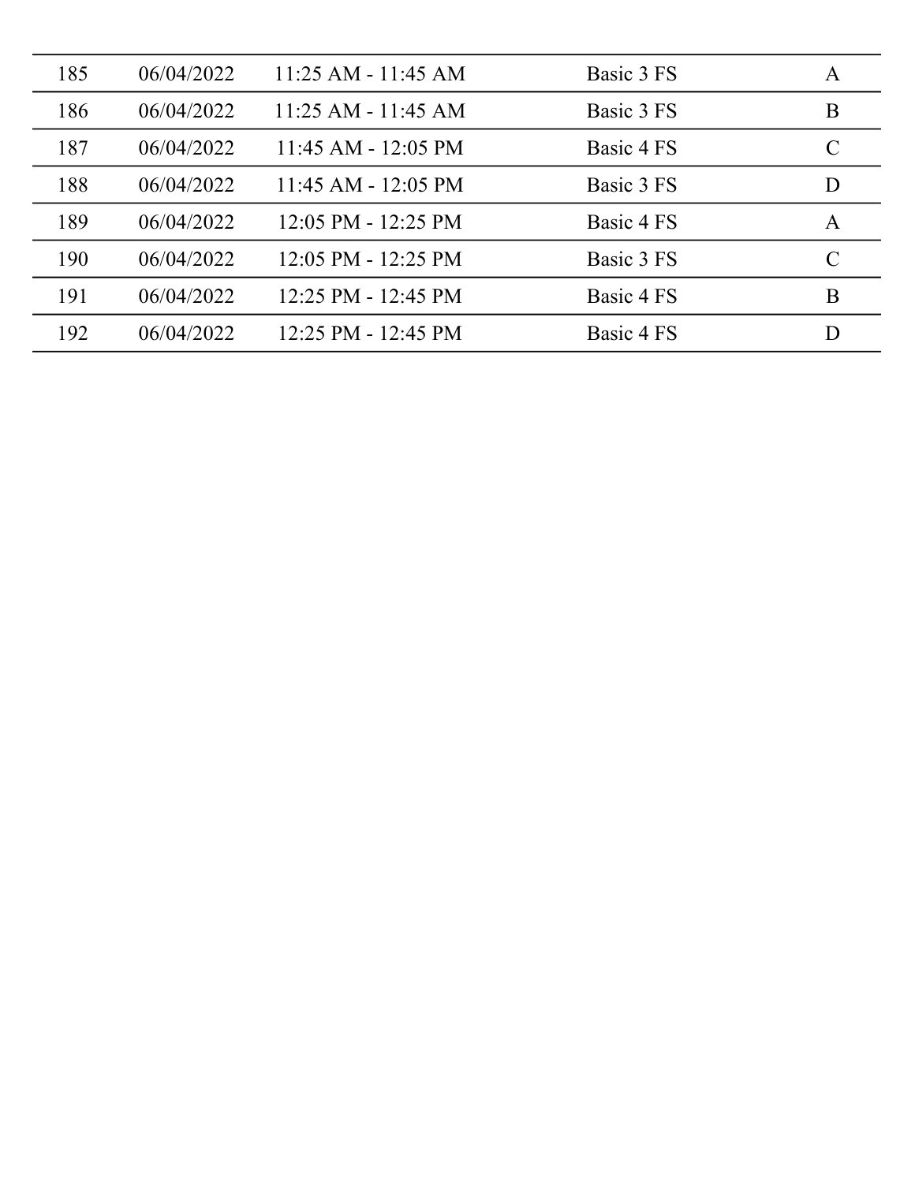| | | | | |
|---|---|---|---|---|
| 185 | 06/04/2022 | 11:25 AM - 11:45 AM | Basic 3 FS | A |
| 186 | 06/04/2022 | 11:25 AM - 11:45 AM | Basic 3 FS | B |
| 187 | 06/04/2022 | 11:45 AM - 12:05 PM | Basic 4 FS | C |
| 188 | 06/04/2022 | 11:45 AM - 12:05 PM | Basic 3 FS | D |
| 189 | 06/04/2022 | 12:05 PM - 12:25 PM | Basic 4 FS | A |
| 190 | 06/04/2022 | 12:05 PM - 12:25 PM | Basic 3 FS | C |
| 191 | 06/04/2022 | 12:25 PM - 12:45 PM | Basic 4 FS | B |
| 192 | 06/04/2022 | 12:25 PM - 12:45 PM | Basic 4 FS | D |